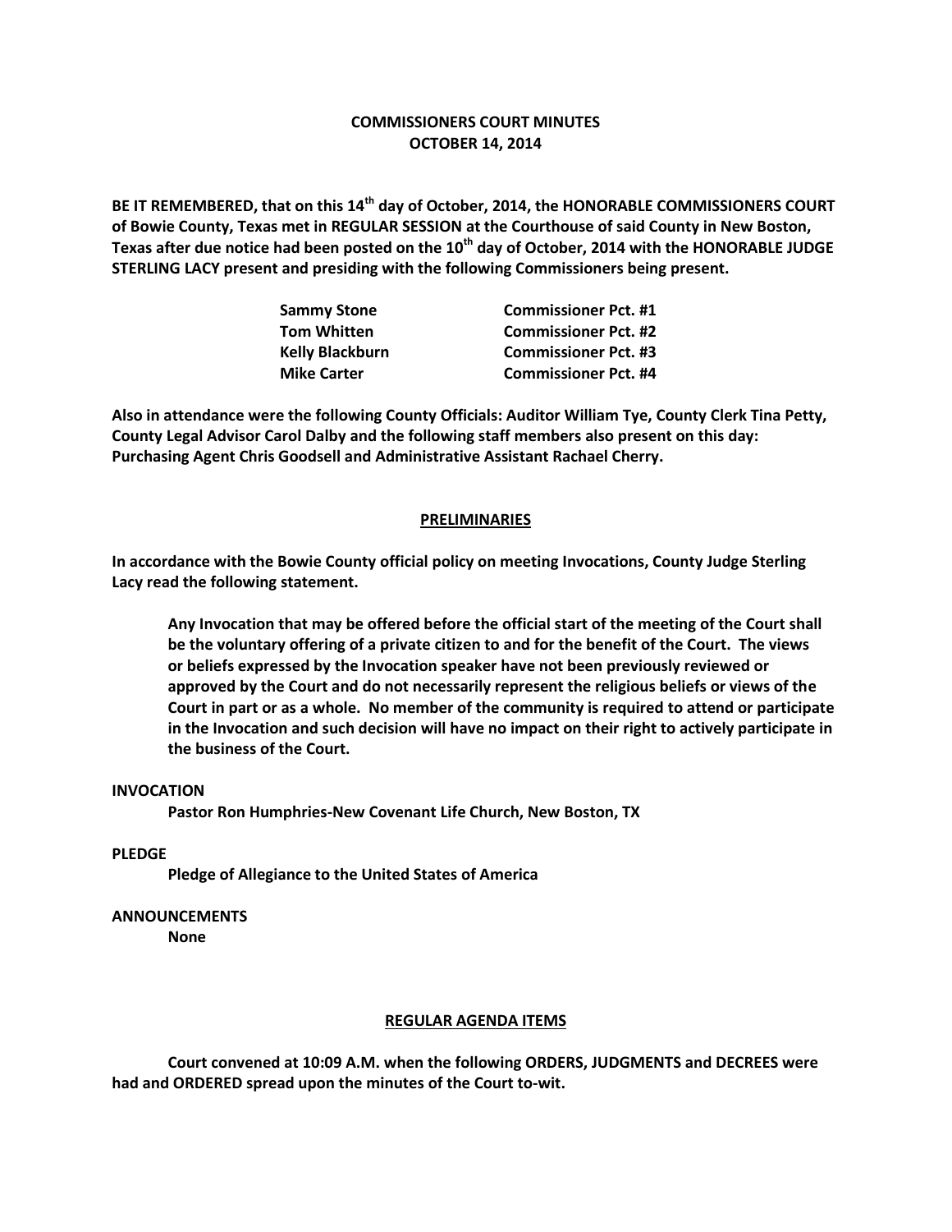# COMMISSIONERS COURT MINUTES
## OCTOBER 14, 2014

**BE IT REMEMBERED, that on this 14th day of October, 2014, the HONORABLE COMMISSIONERS COURT of Bowie County, Texas met in REGULAR SESSION at the Courthouse of said County in New Boston, Texas after due notice had been posted on the 10th day of October, 2014 with the HONORABLE JUDGE STERLING LACY present and presiding with the following Commissioners being present.**

| | |
|---|---|
| **Sammy Stone** | **Commissioner Pct. #1** |
| **Tom Whitten** | **Commissioner Pct. #2** |
| **Kelly Blackburn** | **Commissioner Pct. #3** |
| **Mike Carter** | **Commissioner Pct. #4** |

**Also in attendance were the following County Officials: Auditor William Tye, County Clerk Tina Petty, County Legal Advisor Carol Dalby and the following staff members also present on this day: Purchasing Agent Chris Goodsell and Administrative Assistant Rachael Cherry.**

## PRELIMINARIES

**In accordance with the Bowie County official policy on meeting Invocations, County Judge Sterling Lacy read the following statement.**

> **Any Invocation that may be offered before the official start of the meeting of the Court shall be the voluntary offering of a private citizen to and for the benefit of the Court. The views or beliefs expressed by the Invocation speaker have not been previously reviewed or approved by the Court and do not necessarily represent the religious beliefs or views of the Court in part or as a whole. No member of the community is required to attend or participate in the Invocation and such decision will have no impact on their right to actively participate in the business of the Court.**

**INVOCATION**

**Pastor Ron Humphries-New Covenant Life Church, New Boston, TX**

**PLEDGE**

**Pledge of Allegiance to the United States of America**

**ANNOUNCEMENTS**

**None**

## REGULAR AGENDA ITEMS

**Court convened at 10:09 A.M. when the following ORDERS, JUDGMENTS and DECREES were had and ORDERED spread upon the minutes of the Court to-wit.**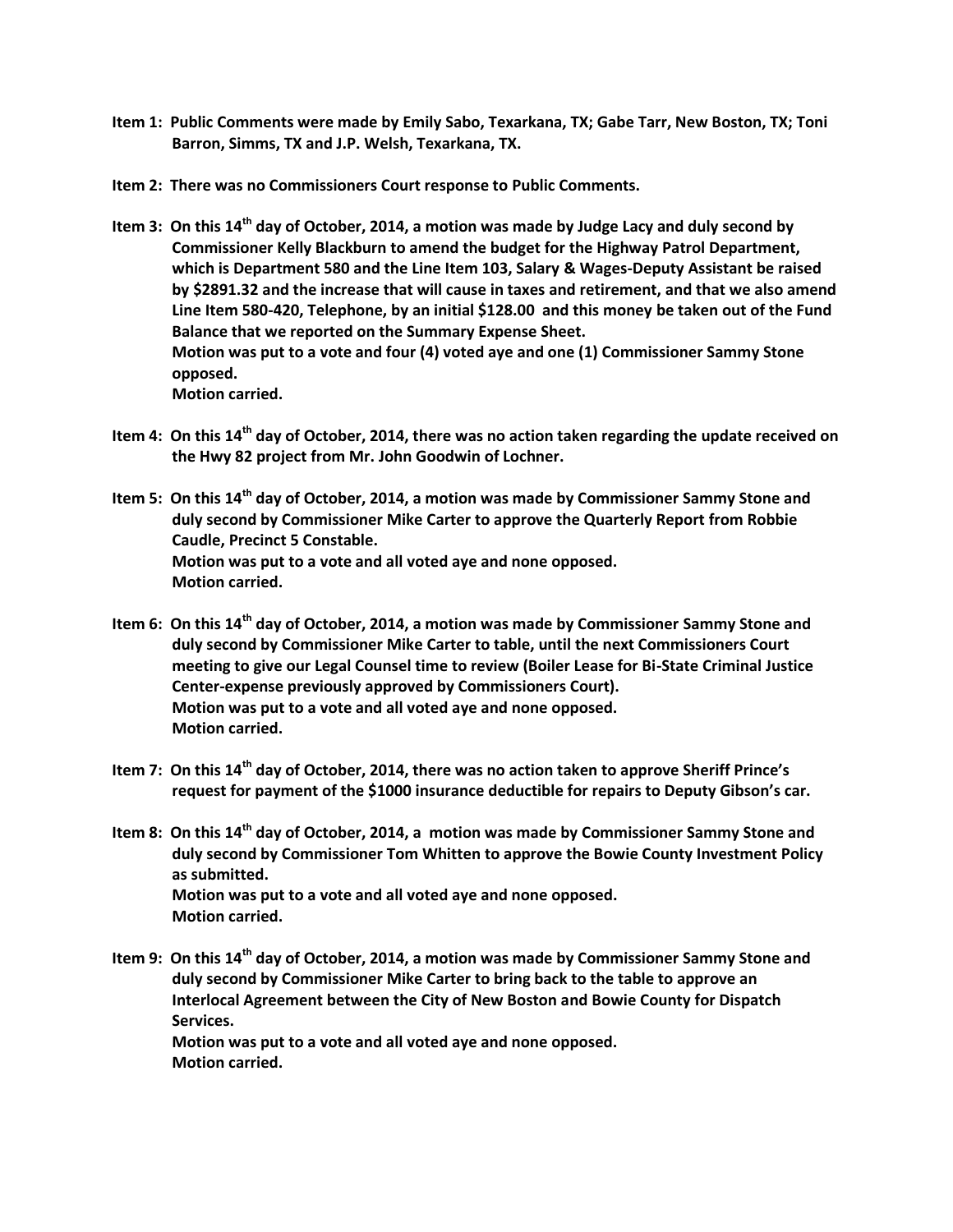**Item 1: Public Comments were made by Emily Sabo, Texarkana, TX; Gabe Tarr, New Boston, TX; Toni Barron, Simms, TX and J.P. Welsh, Texarkana, TX.**

**Item 2: There was no Commissioners Court response to Public Comments.**

**Item 3: On this 14th day of October, 2014, a motion was made by Judge Lacy and duly second by Commissioner Kelly Blackburn to amend the budget for the Highway Patrol Department, which is Department 580 and the Line Item 103, Salary & Wages-Deputy Assistant be raised by $2891.32 and the increase that will cause in taxes and retirement, and that we also amend Line Item 580-420, Telephone, by an initial $128.00 and this money be taken out of the Fund Balance that we reported on the Summary Expense Sheet.**
**Motion was put to a vote and four (4) voted aye and one (1) Commissioner Sammy Stone opposed.**
**Motion carried.**

**Item 4: On this 14th day of October, 2014, there was no action taken regarding the update received on the Hwy 82 project from Mr. John Goodwin of Lochner.**

**Item 5: On this 14th day of October, 2014, a motion was made by Commissioner Sammy Stone and duly second by Commissioner Mike Carter to approve the Quarterly Report from Robbie Caudle, Precinct 5 Constable.**
**Motion was put to a vote and all voted aye and none opposed.**
**Motion carried.**

**Item 6: On this 14th day of October, 2014, a motion was made by Commissioner Sammy Stone and duly second by Commissioner Mike Carter to table, until the next Commissioners Court meeting to give our Legal Counsel time to review (Boiler Lease for Bi-State Criminal Justice Center-expense previously approved by Commissioners Court).**
**Motion was put to a vote and all voted aye and none opposed.**
**Motion carried.**

**Item 7: On this 14th day of October, 2014, there was no action taken to approve Sheriff Prince's request for payment of the $1000 insurance deductible for repairs to Deputy Gibson's car.**

**Item 8: On this 14th day of October, 2014, a motion was made by Commissioner Sammy Stone and duly second by Commissioner Tom Whitten to approve the Bowie County Investment Policy as submitted.**
**Motion was put to a vote and all voted aye and none opposed.**
**Motion carried.**

**Item 9: On this 14th day of October, 2014, a motion was made by Commissioner Sammy Stone and duly second by Commissioner Mike Carter to bring back to the table to approve an Interlocal Agreement between the City of New Boston and Bowie County for Dispatch Services.**
**Motion was put to a vote and all voted aye and none opposed.**
**Motion carried.**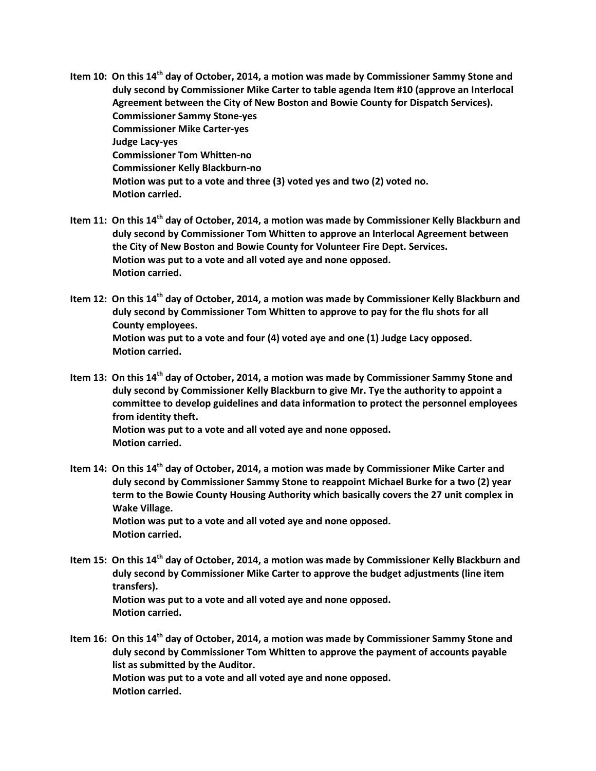**Item 10: On this 14th day of October, 2014, a motion was made by Commissioner Sammy Stone and duly second by Commissioner Mike Carter to table agenda Item #10 (approve an Interlocal Agreement between the City of New Boston and Bowie County for Dispatch Services).**
**Commissioner Sammy Stone-yes**
**Commissioner Mike Carter-yes**
**Judge Lacy-yes**
**Commissioner Tom Whitten-no**
**Commissioner Kelly Blackburn-no**
**Motion was put to a vote and three (3) voted yes and two (2) voted no.**
**Motion carried.**

**Item 11: On this 14th day of October, 2014, a motion was made by Commissioner Kelly Blackburn and duly second by Commissioner Tom Whitten to approve an Interlocal Agreement between the City of New Boston and Bowie County for Volunteer Fire Dept. Services.**
**Motion was put to a vote and all voted aye and none opposed.**
**Motion carried.**

**Item 12: On this 14th day of October, 2014, a motion was made by Commissioner Kelly Blackburn and duly second by Commissioner Tom Whitten to approve to pay for the flu shots for all County employees.**
**Motion was put to a vote and four (4) voted aye and one (1) Judge Lacy opposed.**
**Motion carried.**

**Item 13: On this 14th day of October, 2014, a motion was made by Commissioner Sammy Stone and duly second by Commissioner Kelly Blackburn to give Mr. Tye the authority to appoint a committee to develop guidelines and data information to protect the personnel employees from identity theft.**
**Motion was put to a vote and all voted aye and none opposed.**
**Motion carried.**

**Item 14: On this 14th day of October, 2014, a motion was made by Commissioner Mike Carter and duly second by Commissioner Sammy Stone to reappoint Michael Burke for a two (2) year term to the Bowie County Housing Authority which basically covers the 27 unit complex in Wake Village.**
**Motion was put to a vote and all voted aye and none opposed.**
**Motion carried.**

**Item 15: On this 14th day of October, 2014, a motion was made by Commissioner Kelly Blackburn and duly second by Commissioner Mike Carter to approve the budget adjustments (line item transfers).**
**Motion was put to a vote and all voted aye and none opposed.**
**Motion carried.**

**Item 16: On this 14th day of October, 2014, a motion was made by Commissioner Sammy Stone and duly second by Commissioner Tom Whitten to approve the payment of accounts payable list as submitted by the Auditor.**
**Motion was put to a vote and all voted aye and none opposed.**
**Motion carried.**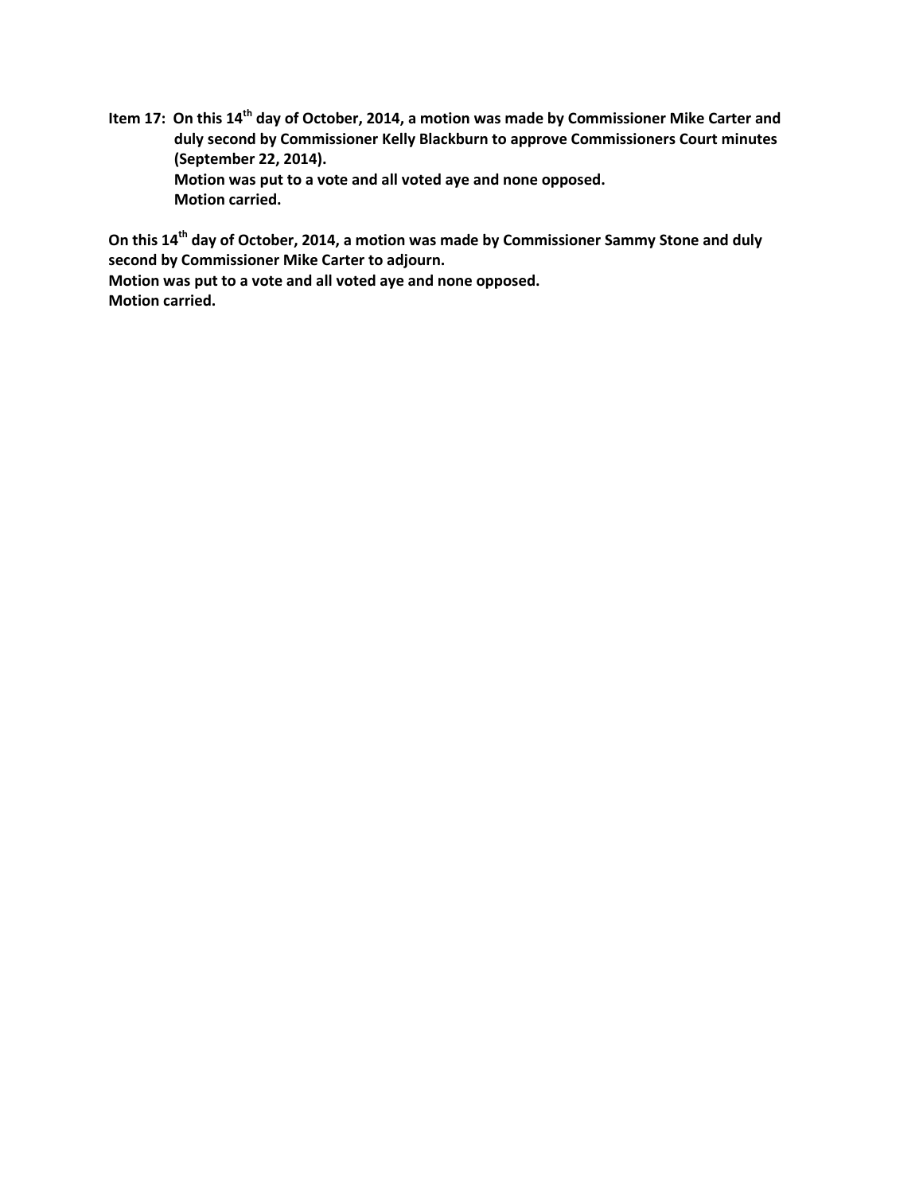**Item 17: On this 14th day of October, 2014, a motion was made by Commissioner Mike Carter and duly second by Commissioner Kelly Blackburn to approve Commissioners Court minutes (September 22, 2014).**
**Motion was put to a vote and all voted aye and none opposed.**
**Motion carried.**

**On this 14th day of October, 2014, a motion was made by Commissioner Sammy Stone and duly second by Commissioner Mike Carter to adjourn.**
**Motion was put to a vote and all voted aye and none opposed.**
**Motion carried.**